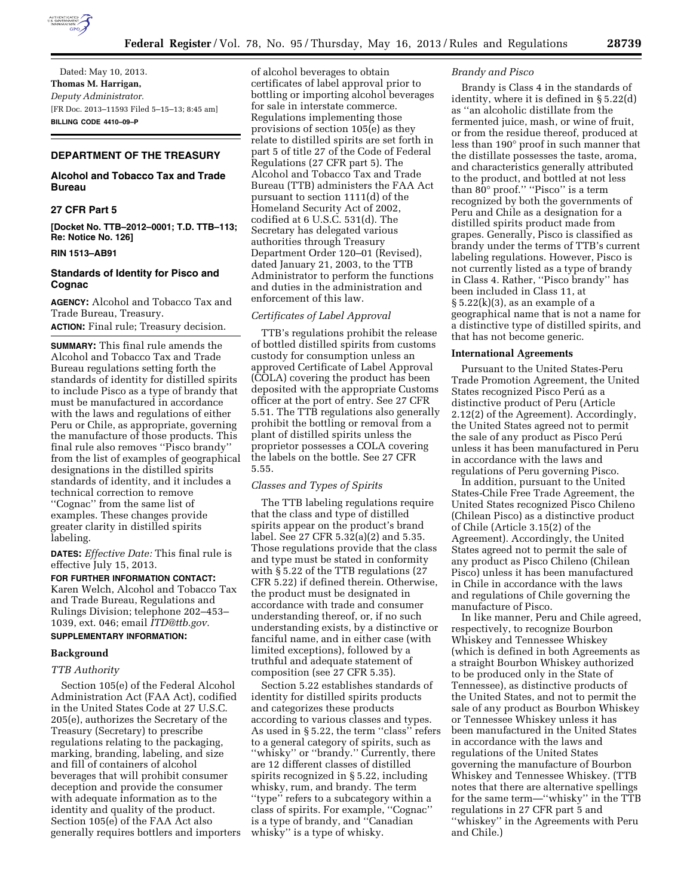Dated: May 10, 2013.

**Thomas M. Harrigan,**

*Deputy Administrator.*

[FR Doc. 2013–11593 Filed 5–15–13; 8:45 am]

**BILLING CODE 4410–09–P**

## DEPARTMENT OF THE TREASURY

### Alcohol and Tobacco Tax and Trade Bureau

### 27 CFR Part 5

**[Docket No. TTB–2012–0001; T.D. TTB–113; Re: Notice No. 126]**

**RIN 1513–AB91**

### Standards of Identity for Pisco and Cognac

**AGENCY:** Alcohol and Tobacco Tax and Trade Bureau, Treasury.

**ACTION:** Final rule; Treasury decision.

**SUMMARY:** This final rule amends the Alcohol and Tobacco Tax and Trade Bureau regulations setting forth the standards of identity for distilled spirits to include Pisco as a type of brandy that must be manufactured in accordance with the laws and regulations of either Peru or Chile, as appropriate, governing the manufacture of those products. This final rule also removes ''Pisco brandy'' from the list of examples of geographical designations in the distilled spirits standards of identity, and it includes a technical correction to remove ''Cognac'' from the same list of examples. These changes provide greater clarity in distilled spirits labeling.

**DATES:** *Effective Date:* This final rule is effective July 15, 2013.

**FOR FURTHER INFORMATION CONTACT:** Karen Welch, Alcohol and Tobacco Tax and Trade Bureau, Regulations and Rulings Division; telephone 202–453–1039, ext. 046; email *ITD@ttb.gov.*

**SUPPLEMENTARY INFORMATION:**

**Background**

*TTB Authority*

Section 105(e) of the Federal Alcohol Administration Act (FAA Act), codified in the United States Code at 27 U.S.C. 205(e), authorizes the Secretary of the Treasury (Secretary) to prescribe regulations relating to the packaging, marking, branding, labeling, and size and fill of containers of alcohol beverages that will prohibit consumer deception and provide the consumer with adequate information as to the identity and quality of the product. Section 105(e) of the FAA Act also generally requires bottlers and importers of alcohol beverages to obtain certificates of label approval prior to bottling or importing alcohol beverages for sale in interstate commerce. Regulations implementing those provisions of section 105(e) as they relate to distilled spirits are set forth in part 5 of title 27 of the Code of Federal Regulations (27 CFR part 5). The Alcohol and Tobacco Tax and Trade Bureau (TTB) administers the FAA Act pursuant to section 1111(d) of the Homeland Security Act of 2002, codified at 6 U.S.C. 531(d). The Secretary has delegated various authorities through Treasury Department Order 120–01 (Revised), dated January 21, 2003, to the TTB Administrator to perform the functions and duties in the administration and enforcement of this law.

*Certificates of Label Approval*

TTB's regulations prohibit the release of bottled distilled spirits from customs custody for consumption unless an approved Certificate of Label Approval (COLA) covering the product has been deposited with the appropriate Customs officer at the port of entry. See 27 CFR 5.51. The TTB regulations also generally prohibit the bottling or removal from a plant of distilled spirits unless the proprietor possesses a COLA covering the labels on the bottle. See 27 CFR 5.55.

*Classes and Types of Spirits*

The TTB labeling regulations require that the class and type of distilled spirits appear on the product's brand label. See 27 CFR 5.32(a)(2) and 5.35. Those regulations provide that the class and type must be stated in conformity with § 5.22 of the TTB regulations (27 CFR 5.22) if defined therein. Otherwise, the product must be designated in accordance with trade and consumer understanding thereof, or, if no such understanding exists, by a distinctive or fanciful name, and in either case (with limited exceptions), followed by a truthful and adequate statement of composition (see 27 CFR 5.35).

Section 5.22 establishes standards of identity for distilled spirits products and categorizes these products according to various classes and types. As used in § 5.22, the term ''class'' refers to a general category of spirits, such as ''whisky'' or ''brandy.'' Currently, there are 12 different classes of distilled spirits recognized in § 5.22, including whisky, rum, and brandy. The term ''type'' refers to a subcategory within a class of spirits. For example, ''Cognac'' is a type of brandy, and ''Canadian whisky'' is a type of whisky.

*Brandy and Pisco*

Brandy is Class 4 in the standards of identity, where it is defined in § 5.22(d) as ''an alcoholic distillate from the fermented juice, mash, or wine of fruit, or from the residue thereof, produced at less than 190° proof in such manner that the distillate possesses the taste, aroma, and characteristics generally attributed to the product, and bottled at not less than 80° proof.'' ''Pisco'' is a term recognized by both the governments of Peru and Chile as a designation for a distilled spirits product made from grapes. Generally, Pisco is classified as brandy under the terms of TTB's current labeling regulations. However, Pisco is not currently listed as a type of brandy in Class 4. Rather, ''Pisco brandy'' has been included in Class 11, at § 5.22(k)(3), as an example of a geographical name that is not a name for a distinctive type of distilled spirits, and that has not become generic.

**International Agreements**

Pursuant to the United States-Peru Trade Promotion Agreement, the United States recognized Pisco Perú as a distinctive product of Peru (Article 2.12(2) of the Agreement). Accordingly, the United States agreed not to permit the sale of any product as Pisco Perú unless it has been manufactured in Peru in accordance with the laws and regulations of Peru governing Pisco.

In addition, pursuant to the United States-Chile Free Trade Agreement, the United States recognized Pisco Chileno (Chilean Pisco) as a distinctive product of Chile (Article 3.15(2) of the Agreement). Accordingly, the United States agreed not to permit the sale of any product as Pisco Chileno (Chilean Pisco) unless it has been manufactured in Chile in accordance with the laws and regulations of Chile governing the manufacture of Pisco.

In like manner, Peru and Chile agreed, respectively, to recognize Bourbon Whiskey and Tennessee Whiskey (which is defined in both Agreements as a straight Bourbon Whiskey authorized to be produced only in the State of Tennessee), as distinctive products of the United States, and not to permit the sale of any product as Bourbon Whiskey or Tennessee Whiskey unless it has been manufactured in the United States in accordance with the laws and regulations of the United States governing the manufacture of Bourbon Whiskey and Tennessee Whiskey. (TTB notes that there are alternative spellings for the same term—''whisky'' in the TTB regulations in 27 CFR part 5 and ''whiskey'' in the Agreements with Peru and Chile.)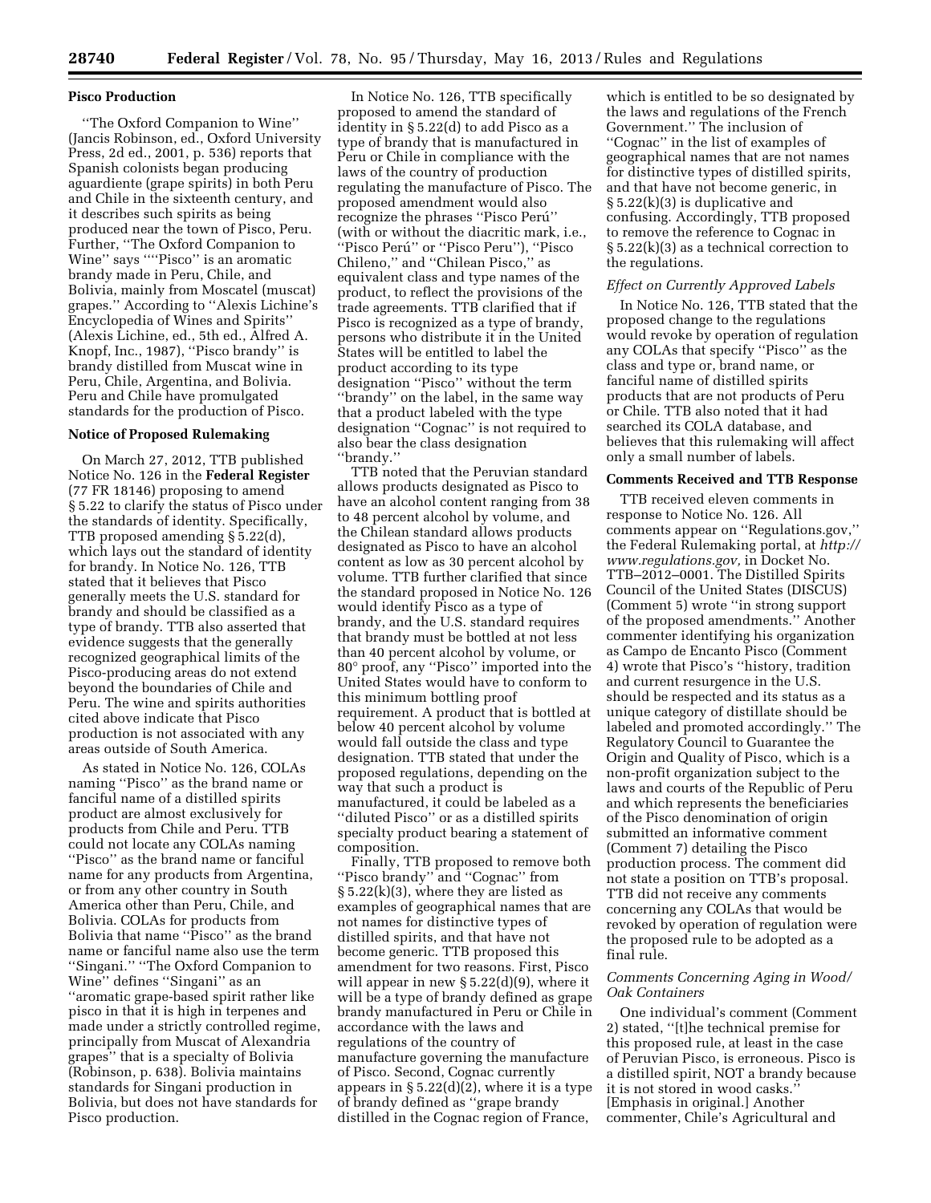### Pisco Production

"The Oxford Companion to Wine" (Jancis Robinson, ed., Oxford University Press, 2d ed., 2001, p. 536) reports that Spanish colonists began producing aguardiente (grape spirits) in both Peru and Chile in the sixteenth century, and it describes such spirits as being produced near the town of Pisco, Peru. Further, "The Oxford Companion to Wine" says ""Pisco" is an aromatic brandy made in Peru, Chile, and Bolivia, mainly from Moscatel (muscat) grapes." According to "Alexis Lichine's Encyclopedia of Wines and Spirits" (Alexis Lichine, ed., 5th ed., Alfred A. Knopf, Inc., 1987), "Pisco brandy" is brandy distilled from Muscat wine in Peru, Chile, Argentina, and Bolivia. Peru and Chile have promulgated standards for the production of Pisco.

### Notice of Proposed Rulemaking

On March 27, 2012, TTB published Notice No. 126 in the **Federal Register** (77 FR 18146) proposing to amend § 5.22 to clarify the status of Pisco under the standards of identity. Specifically, TTB proposed amending § 5.22(d), which lays out the standard of identity for brandy. In Notice No. 126, TTB stated that it believes that Pisco generally meets the U.S. standard for brandy and should be classified as a type of brandy. TTB also asserted that evidence suggests that the generally recognized geographical limits of the Pisco-producing areas do not extend beyond the boundaries of Chile and Peru. The wine and spirits authorities cited above indicate that Pisco production is not associated with any areas outside of South America.

As stated in Notice No. 126, COLAs naming "Pisco" as the brand name or fanciful name of a distilled spirits product are almost exclusively for products from Chile and Peru. TTB could not locate any COLAs naming "Pisco" as the brand name or fanciful name for any products from Argentina, or from any other country in South America other than Peru, Chile, and Bolivia. COLAs for products from Bolivia that name "Pisco" as the brand name or fanciful name also use the term "Singani." "The Oxford Companion to Wine" defines "Singani" as an "aromatic grape-based spirit rather like pisco in that it is high in terpenes and made under a strictly controlled regime, principally from Muscat of Alexandria grapes" that is a specialty of Bolivia (Robinson, p. 638). Bolivia maintains standards for Singani production in Bolivia, but does not have standards for Pisco production.

In Notice No. 126, TTB specifically proposed to amend the standard of identity in § 5.22(d) to add Pisco as a type of brandy that is manufactured in Peru or Chile in compliance with the laws of the country of production regulating the manufacture of Pisco. The proposed amendment would also recognize the phrases "Pisco Perú" (with or without the diacritic mark, i.e., "Pisco Perú" or "Pisco Peru"), "Pisco Chileno," and "Chilean Pisco," as equivalent class and type names of the product, to reflect the provisions of the trade agreements. TTB clarified that if Pisco is recognized as a type of brandy, persons who distribute it in the United States will be entitled to label the product according to its type designation "Pisco" without the term "brandy" on the label, in the same way that a product labeled with the type designation "Cognac" is not required to also bear the class designation "brandy."

TTB noted that the Peruvian standard allows products designated as Pisco to have an alcohol content ranging from 38 to 48 percent alcohol by volume, and the Chilean standard allows products designated as Pisco to have an alcohol content as low as 30 percent alcohol by volume. TTB further clarified that since the standard proposed in Notice No. 126 would identify Pisco as a type of brandy, and the U.S. standard requires that brandy must be bottled at not less than 40 percent alcohol by volume, or 80° proof, any "Pisco" imported into the United States would have to conform to this minimum bottling proof requirement. A product that is bottled at below 40 percent alcohol by volume would fall outside the class and type designation. TTB stated that under the proposed regulations, depending on the way that such a product is manufactured, it could be labeled as a "diluted Pisco" or as a distilled spirits specialty product bearing a statement of composition.

Finally, TTB proposed to remove both "Pisco brandy" and "Cognac" from § 5.22(k)(3), where they are listed as examples of geographical names that are not names for distinctive types of distilled spirits, and that have not become generic. TTB proposed this amendment for two reasons. First, Pisco will appear in new § 5.22(d)(9), where it will be a type of brandy defined as grape brandy manufactured in Peru or Chile in accordance with the laws and regulations of the country of manufacture governing the manufacture of Pisco. Second, Cognac currently appears in § 5.22(d)(2), where it is a type of brandy defined as "grape brandy distilled in the Cognac region of France, which is entitled to be so designated by the laws and regulations of the French Government." The inclusion of "Cognac" in the list of examples of geographical names that are not names for distinctive types of distilled spirits, and that have not become generic, in § 5.22(k)(3) is duplicative and confusing. Accordingly, TTB proposed to remove the reference to Cognac in § 5.22(k)(3) as a technical correction to the regulations.

#### *Effect on Currently Approved Labels*

In Notice No. 126, TTB stated that the proposed change to the regulations would revoke by operation of regulation any COLAs that specify "Pisco" as the class and type or, brand name, or fanciful name of distilled spirits products that are not products of Peru or Chile. TTB also noted that it had searched its COLA database, and believes that this rulemaking will affect only a small number of labels.

### Comments Received and TTB Response

TTB received eleven comments in response to Notice No. 126. All comments appear on "Regulations.gov," the Federal Rulemaking portal, at *http://www.regulations.gov,* in Docket No. TTB–2012–0001. The Distilled Spirits Council of the United States (DISCUS) (Comment 5) wrote "in strong support of the proposed amendments." Another commenter identifying his organization as Campo de Encanto Pisco (Comment 4) wrote that Pisco's "history, tradition and current resurgence in the U.S. should be respected and its status as a unique category of distillate should be labeled and promoted accordingly." The Regulatory Council to Guarantee the Origin and Quality of Pisco, which is a non-profit organization subject to the laws and courts of the Republic of Peru and which represents the beneficiaries of the Pisco denomination of origin submitted an informative comment (Comment 7) detailing the Pisco production process. The comment did not state a position on TTB's proposal. TTB did not receive any comments concerning any COLAs that would be revoked by operation of regulation were the proposed rule to be adopted as a final rule.

#### *Comments Concerning Aging in Wood/Oak Containers*

One individual's comment (Comment 2) stated, "[t]he technical premise for this proposed rule, at least in the case of Peruvian Pisco, is erroneous. Pisco is a distilled spirit, NOT a brandy because it is not stored in wood casks." [Emphasis in original.] Another commenter, Chile's Agricultural and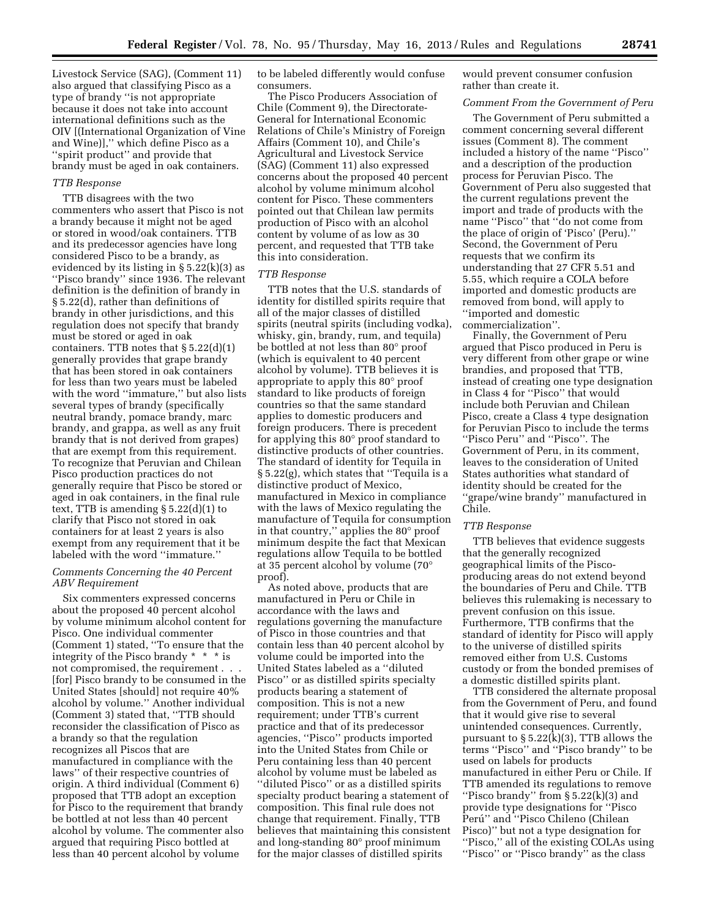Livestock Service (SAG), (Comment 11) also argued that classifying Pisco as a type of brandy ''is not appropriate because it does not take into account international definitions such as the OIV [(International Organization of Vine and Wine)],'' which define Pisco as a ''spirit product'' and provide that brandy must be aged in oak containers.

*TTB Response*

TTB disagrees with the two commenters who assert that Pisco is not a brandy because it might not be aged or stored in wood/oak containers. TTB and its predecessor agencies have long considered Pisco to be a brandy, as evidenced by its listing in § 5.22(k)(3) as ''Pisco brandy'' since 1936. The relevant definition is the definition of brandy in § 5.22(d), rather than definitions of brandy in other jurisdictions, and this regulation does not specify that brandy must be stored or aged in oak containers. TTB notes that § 5.22(d)(1) generally provides that grape brandy that has been stored in oak containers for less than two years must be labeled with the word ''immature,'' but also lists several types of brandy (specifically neutral brandy, pomace brandy, marc brandy, and grappa, as well as any fruit brandy that is not derived from grapes) that are exempt from this requirement. To recognize that Peruvian and Chilean Pisco production practices do not generally require that Pisco be stored or aged in oak containers, in the final rule text, TTB is amending § 5.22(d)(1) to clarify that Pisco not stored in oak containers for at least 2 years is also exempt from any requirement that it be labeled with the word ''immature.''

*Comments Concerning the 40 Percent ABV Requirement*

Six commenters expressed concerns about the proposed 40 percent alcohol by volume minimum alcohol content for Pisco. One individual commenter (Comment 1) stated, ''To ensure that the integrity of the Pisco brandy * * * is not compromised, the requirement . . . [for] Pisco brandy to be consumed in the United States [should] not require 40% alcohol by volume.'' Another individual (Comment 3) stated that, ''TTB should reconsider the classification of Pisco as a brandy so that the regulation recognizes all Piscos that are manufactured in compliance with the laws'' of their respective countries of origin. A third individual (Comment 6) proposed that TTB adopt an exception for Pisco to the requirement that brandy be bottled at not less than 40 percent alcohol by volume. The commenter also argued that requiring Pisco bottled at less than 40 percent alcohol by volume to be labeled differently would confuse consumers.

The Pisco Producers Association of Chile (Comment 9), the Directorate-General for International Economic Relations of Chile's Ministry of Foreign Affairs (Comment 10), and Chile's Agricultural and Livestock Service (SAG) (Comment 11) also expressed concerns about the proposed 40 percent alcohol by volume minimum alcohol content for Pisco. These commenters pointed out that Chilean law permits production of Pisco with an alcohol content by volume of as low as 30 percent, and requested that TTB take this into consideration.

*TTB Response*

TTB notes that the U.S. standards of identity for distilled spirits require that all of the major classes of distilled spirits (neutral spirits (including vodka), whisky, gin, brandy, rum, and tequila) be bottled at not less than 80° proof (which is equivalent to 40 percent alcohol by volume). TTB believes it is appropriate to apply this 80° proof standard to like products of foreign countries so that the same standard applies to domestic producers and foreign producers. There is precedent for applying this 80° proof standard to distinctive products of other countries. The standard of identity for Tequila in § 5.22(g), which states that ''Tequila is a distinctive product of Mexico, manufactured in Mexico in compliance with the laws of Mexico regulating the manufacture of Tequila for consumption in that country,'' applies the 80° proof minimum despite the fact that Mexican regulations allow Tequila to be bottled at 35 percent alcohol by volume (70° proof).

As noted above, products that are manufactured in Peru or Chile in accordance with the laws and regulations governing the manufacture of Pisco in those countries and that contain less than 40 percent alcohol by volume could be imported into the United States labeled as a ''diluted Pisco'' or as distilled spirits specialty products bearing a statement of composition. This is not a new requirement; under TTB's current practice and that of its predecessor agencies, ''Pisco'' products imported into the United States from Chile or Peru containing less than 40 percent alcohol by volume must be labeled as ''diluted Pisco'' or as a distilled spirits specialty product bearing a statement of composition. This final rule does not change that requirement. Finally, TTB believes that maintaining this consistent and long-standing 80° proof minimum for the major classes of distilled spirits would prevent consumer confusion rather than create it.

*Comment From the Government of Peru*

The Government of Peru submitted a comment concerning several different issues (Comment 8). The comment included a history of the name ''Pisco'' and a description of the production process for Peruvian Pisco. The Government of Peru also suggested that the current regulations prevent the import and trade of products with the name ''Pisco'' that ''do not come from the place of origin of 'Pisco' (Peru).'' Second, the Government of Peru requests that we confirm its understanding that 27 CFR 5.51 and 5.55, which require a COLA before imported and domestic products are removed from bond, will apply to ''imported and domestic commercialization''.

Finally, the Government of Peru argued that Pisco produced in Peru is very different from other grape or wine brandies, and proposed that TTB, instead of creating one type designation in Class 4 for ''Pisco'' that would include both Peruvian and Chilean Pisco, create a Class 4 type designation for Peruvian Pisco to include the terms ''Pisco Peru'' and ''Pisco''. The Government of Peru, in its comment, leaves to the consideration of United States authorities what standard of identity should be created for the ''grape/wine brandy'' manufactured in Chile.

*TTB Response*

TTB believes that evidence suggests that the generally recognized geographical limits of the Pisco-producing areas do not extend beyond the boundaries of Peru and Chile. TTB believes this rulemaking is necessary to prevent confusion on this issue. Furthermore, TTB confirms that the standard of identity for Pisco will apply to the universe of distilled spirits removed either from U.S. Customs custody or from the bonded premises of a domestic distilled spirits plant.

TTB considered the alternate proposal from the Government of Peru, and found that it would give rise to several unintended consequences. Currently, pursuant to § 5.22(k)(3), TTB allows the terms ''Pisco'' and ''Pisco brandy'' to be used on labels for products manufactured in either Peru or Chile. If TTB amended its regulations to remove ''Pisco brandy'' from § 5.22(k)(3) and provide type designations for ''Pisco Perú'' and ''Pisco Chileno (Chilean Pisco)'' but not a type designation for ''Pisco,'' all of the existing COLAs using ''Pisco'' or ''Pisco brandy'' as the class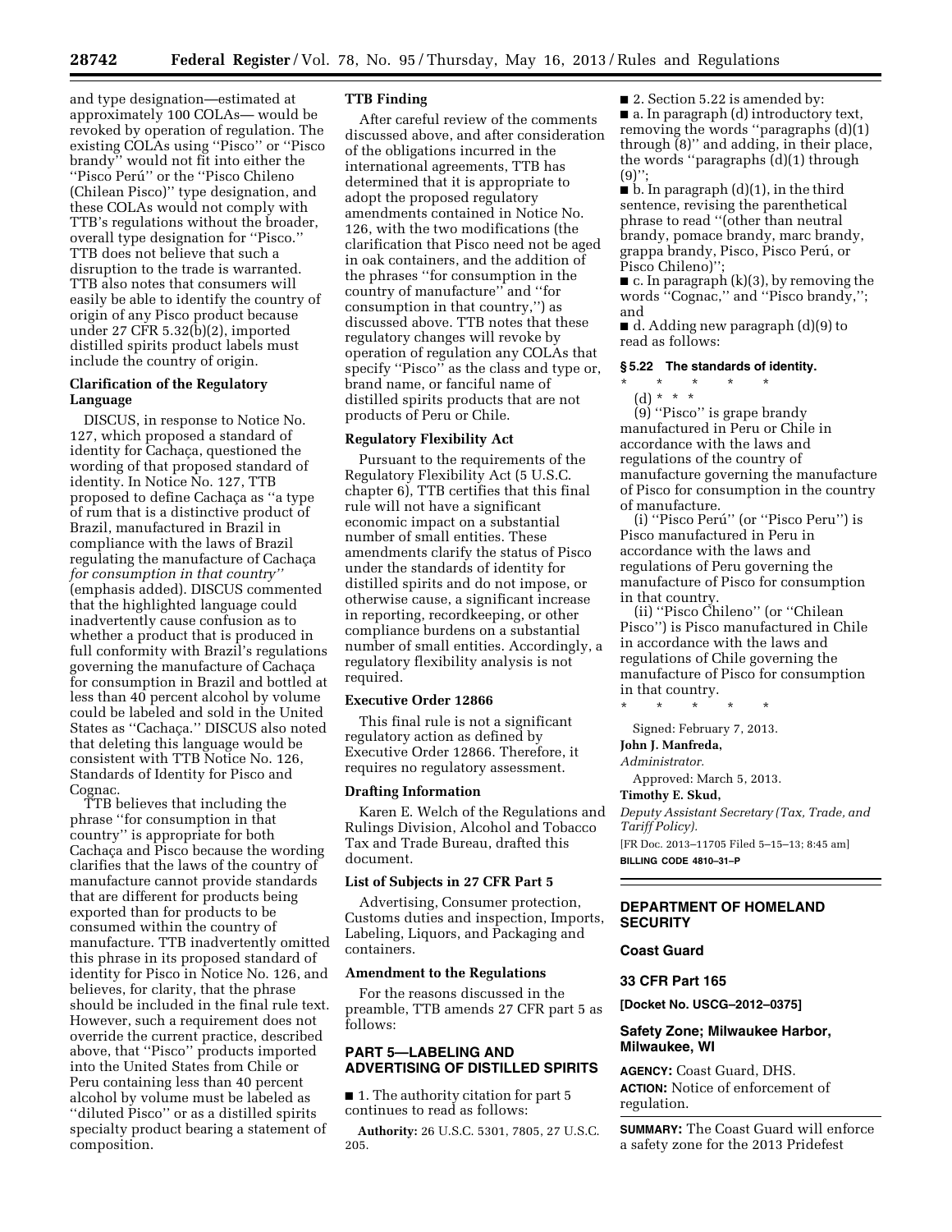and type designation—estimated at approximately 100 COLAs— would be revoked by operation of regulation. The existing COLAs using ''Pisco'' or ''Pisco brandy'' would not fit into either the ''Pisco Perú'' or the ''Pisco Chileno (Chilean Pisco)'' type designation, and these COLAs would not comply with TTB's regulations without the broader, overall type designation for ''Pisco.'' TTB does not believe that such a disruption to the trade is warranted. TTB also notes that consumers will easily be able to identify the country of origin of any Pisco product because under 27 CFR 5.32(b)(2), imported distilled spirits product labels must include the country of origin.

### Clarification of the Regulatory Language

DISCUS, in response to Notice No. 127, which proposed a standard of identity for Cachaça, questioned the wording of that proposed standard of identity. In Notice No. 127, TTB proposed to define Cachaça as ''a type of rum that is a distinctive product of Brazil, manufactured in Brazil in compliance with the laws of Brazil regulating the manufacture of Cachaça *for consumption in that country''* (emphasis added). DISCUS commented that the highlighted language could inadvertently cause confusion as to whether a product that is produced in full conformity with Brazil's regulations governing the manufacture of Cachaça for consumption in Brazil and bottled at less than 40 percent alcohol by volume could be labeled and sold in the United States as ''Cachaça.'' DISCUS also noted that deleting this language would be consistent with TTB Notice No. 126, Standards of Identity for Pisco and Cognac.

TTB believes that including the phrase ''for consumption in that country'' is appropriate for both Cachaça and Pisco because the wording clarifies that the laws of the country of manufacture cannot provide standards that are different for products being exported than for products to be consumed within the country of manufacture. TTB inadvertently omitted this phrase in its proposed standard of identity for Pisco in Notice No. 126, and believes, for clarity, that the phrase should be included in the final rule text. However, such a requirement does not override the current practice, described above, that ''Pisco'' products imported into the United States from Chile or Peru containing less than 40 percent alcohol by volume must be labeled as ''diluted Pisco'' or as a distilled spirits specialty product bearing a statement of composition.

### TTB Finding

After careful review of the comments discussed above, and after consideration of the obligations incurred in the international agreements, TTB has determined that it is appropriate to adopt the proposed regulatory amendments contained in Notice No. 126, with the two modifications (the clarification that Pisco need not be aged in oak containers, and the addition of the phrases ''for consumption in the country of manufacture'' and ''for consumption in that country,'') as discussed above. TTB notes that these regulatory changes will revoke by operation of regulation any COLAs that specify ''Pisco'' as the class and type or, brand name, or fanciful name of distilled spirits products that are not products of Peru or Chile.

### Regulatory Flexibility Act

Pursuant to the requirements of the Regulatory Flexibility Act (5 U.S.C. chapter 6), TTB certifies that this final rule will not have a significant economic impact on a substantial number of small entities. These amendments clarify the status of Pisco under the standards of identity for distilled spirits and do not impose, or otherwise cause, a significant increase in reporting, recordkeeping, or other compliance burdens on a substantial number of small entities. Accordingly, a regulatory flexibility analysis is not required.

### Executive Order 12866

This final rule is not a significant regulatory action as defined by Executive Order 12866. Therefore, it requires no regulatory assessment.

### Drafting Information

Karen E. Welch of the Regulations and Rulings Division, Alcohol and Tobacco Tax and Trade Bureau, drafted this document.

### List of Subjects in 27 CFR Part 5

Advertising, Consumer protection, Customs duties and inspection, Imports, Labeling, Liquors, and Packaging and containers.

### Amendment to the Regulations

For the reasons discussed in the preamble, TTB amends 27 CFR part 5 as follows:

## PART 5—LABELING AND ADVERTISING OF DISTILLED SPIRITS

■ 1. The authority citation for part 5 continues to read as follows:

**Authority:** 26 U.S.C. 5301, 7805, 27 U.S.C. 205.

■ 2. Section 5.22 is amended by:

■ a. In paragraph (d) introductory text, removing the words ''paragraphs (d)(1) through (8)'' and adding, in their place, the words ''paragraphs (d)(1) through (9)'';

■ b. In paragraph (d)(1), in the third sentence, revising the parenthetical phrase to read ''(other than neutral brandy, pomace brandy, marc brandy, grappa brandy, Pisco, Pisco Perú, or Pisco Chileno)'';

■ c. In paragraph (k)(3), by removing the words ''Cognac,'' and ''Pisco brandy,''; and

■ d. Adding new paragraph (d)(9) to read as follows:

### § 5.22 The standards of identity.

\* \* \* \* \*

(d) \* \* \*

(9) ''Pisco'' is grape brandy manufactured in Peru or Chile in accordance with the laws and regulations of the country of manufacture governing the manufacture of Pisco for consumption in the country of manufacture.

(i) ''Pisco Perú'' (or ''Pisco Peru'') is Pisco manufactured in Peru in accordance with the laws and regulations of Peru governing the manufacture of Pisco for consumption in that country.

(ii) ''Pisco Chileno'' (or ''Chilean Pisco'') is Pisco manufactured in Chile in accordance with the laws and regulations of Chile governing the manufacture of Pisco for consumption in that country.

\* \* \* \* \*

Signed: February 7, 2013.

**John J. Manfreda,**

*Administrator.*

Approved: March 5, 2013.

**Timothy E. Skud,**

*Deputy Assistant Secretary (Tax, Trade, and Tariff Policy).*

[FR Doc. 2013–11705 Filed 5–15–13; 8:45 am]

**BILLING CODE 4810–31–P**

---

## DEPARTMENT OF HOMELAND SECURITY

### Coast Guard

### 33 CFR Part 165

**[Docket No. USCG–2012–0375]**

### Safety Zone; Milwaukee Harbor, Milwaukee, WI

**AGENCY:** Coast Guard, DHS.

**ACTION:** Notice of enforcement of regulation.

**SUMMARY:** The Coast Guard will enforce a safety zone for the 2013 Pridefest